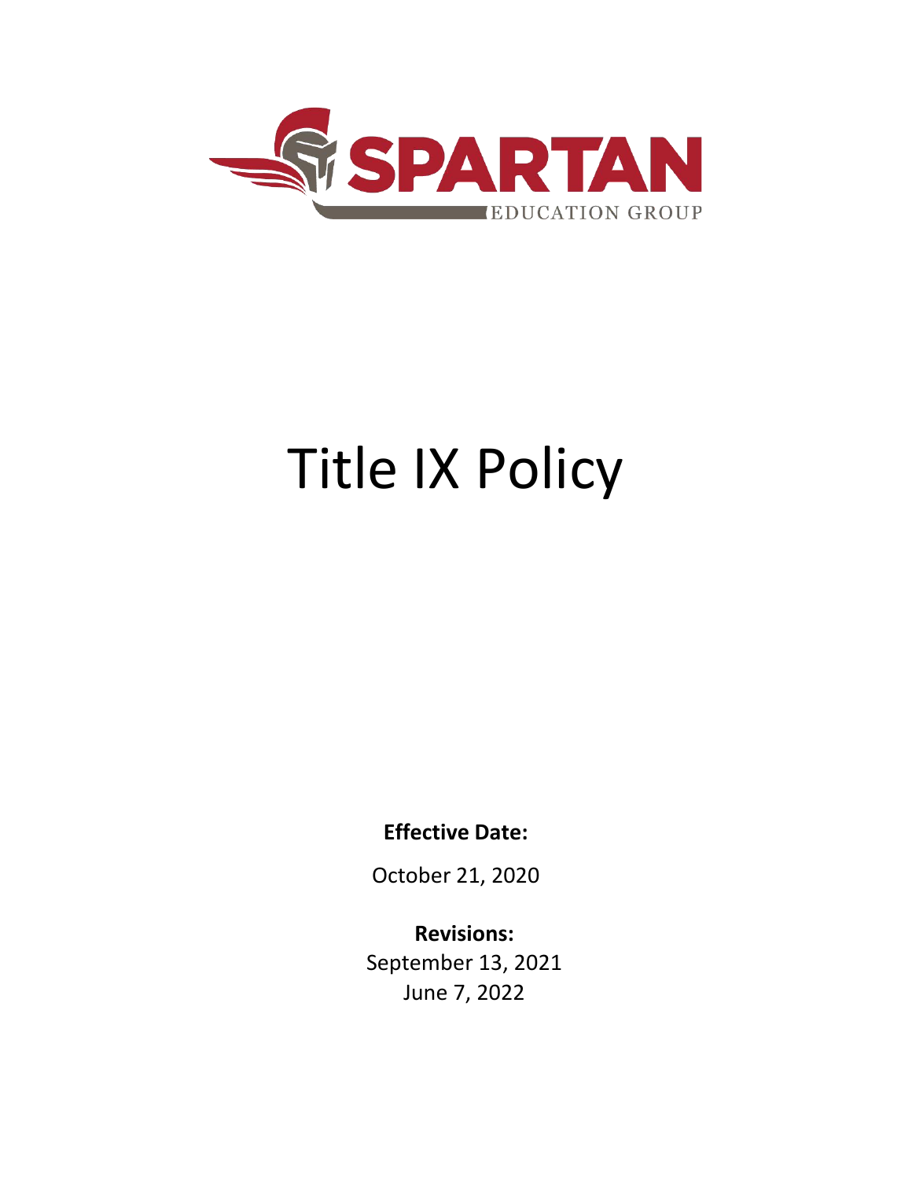SPARTAN

EDUCATION GROUP

# Title IX Policy

**Effective Date:**

October 21, 2020

**Revisions:**

September 13, 2021

June 7, 2022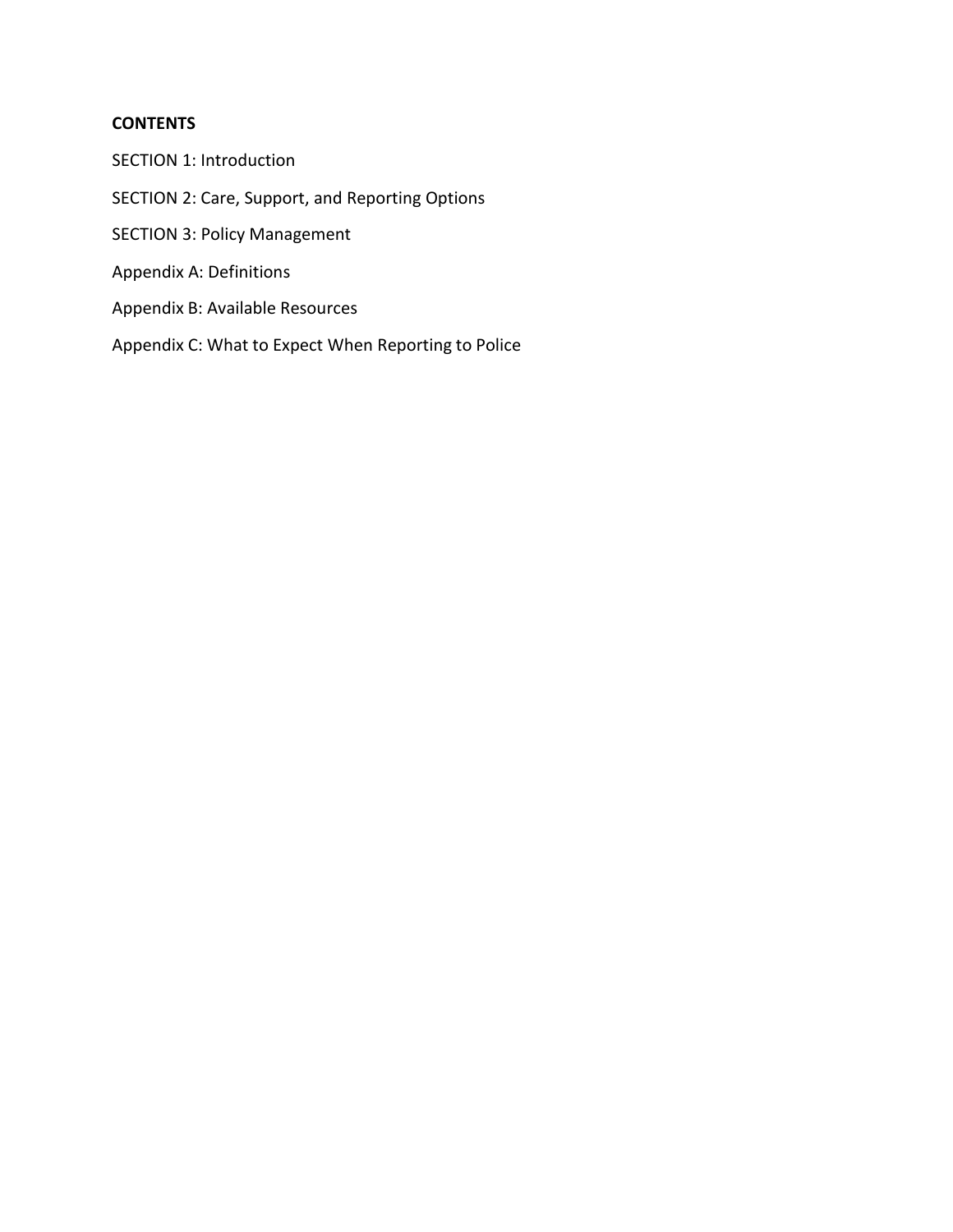**CONTENTS**

SECTION 1: Introduction

SECTION 2: Care, Support, and Reporting Options

SECTION 3: Policy Management

Appendix A: Definitions

Appendix B: Available Resources

Appendix C: What to Expect When Reporting to Police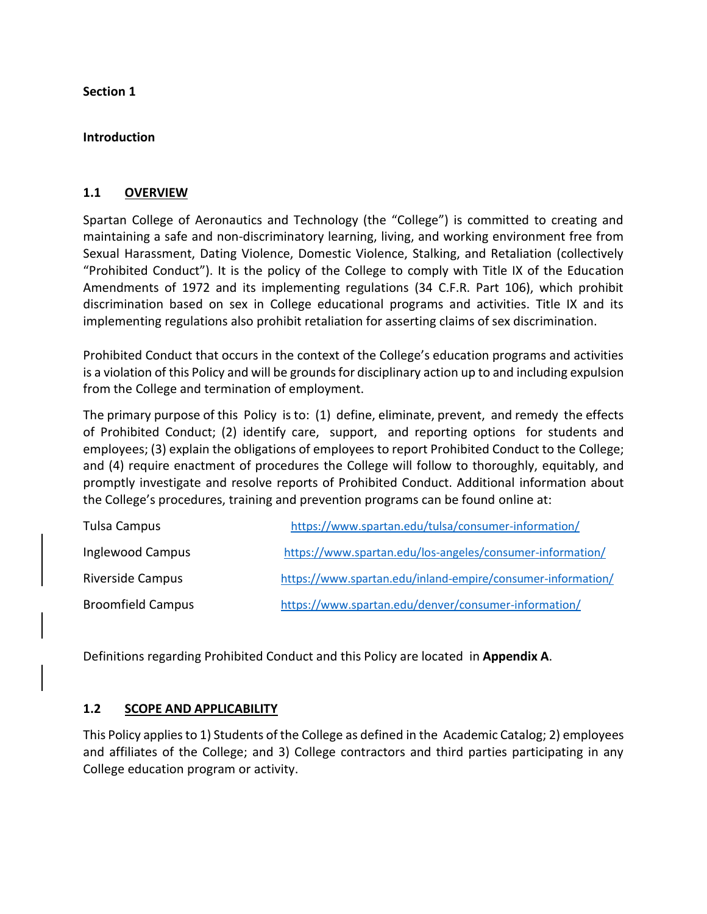**Section 1**

**Introduction**

## 1.1 OVERVIEW

Spartan College of Aeronautics and Technology (the "College") is committed to creating and maintaining a safe and non-discriminatory learning, living, and working environment free from Sexual Harassment, Dating Violence, Domestic Violence, Stalking, and Retaliation (collectively "Prohibited Conduct"). It is the policy of the College to comply with Title IX of the Education Amendments of 1972 and its implementing regulations (34 C.F.R. Part 106), which prohibit discrimination based on sex in College educational programs and activities. Title IX and its implementing regulations also prohibit retaliation for asserting claims of sex discrimination.

Prohibited Conduct that occurs in the context of the College's education programs and activities is a violation of this Policy and will be grounds for disciplinary action up to and including expulsion from the College and termination of employment.

The primary purpose of this Policy is to: (1) define, eliminate, prevent, and remedy the effects of Prohibited Conduct; (2) identify care, support, and reporting options for students and employees; (3) explain the obligations of employees to report Prohibited Conduct to the College; and (4) require enactment of procedures the College will follow to thoroughly, equitably, and promptly investigate and resolve reports of Prohibited Conduct. Additional information about the College's procedures, training and prevention programs can be found online at:

| | |
|---|---|
| Tulsa Campus | https://www.spartan.edu/tulsa/consumer-information/ |
| Inglewood Campus | https://www.spartan.edu/los-angeles/consumer-information/ |
| Riverside Campus | https://www.spartan.edu/inland-empire/consumer-information/ |
| Broomfield Campus | https://www.spartan.edu/denver/consumer-information/ |

Definitions regarding Prohibited Conduct and this Policy are located in **Appendix A**.

## 1.2 SCOPE AND APPLICABILITY

This Policy applies to 1) Students of the College as defined in the Academic Catalog; 2) employees and affiliates of the College; and 3) College contractors and third parties participating in any College education program or activity.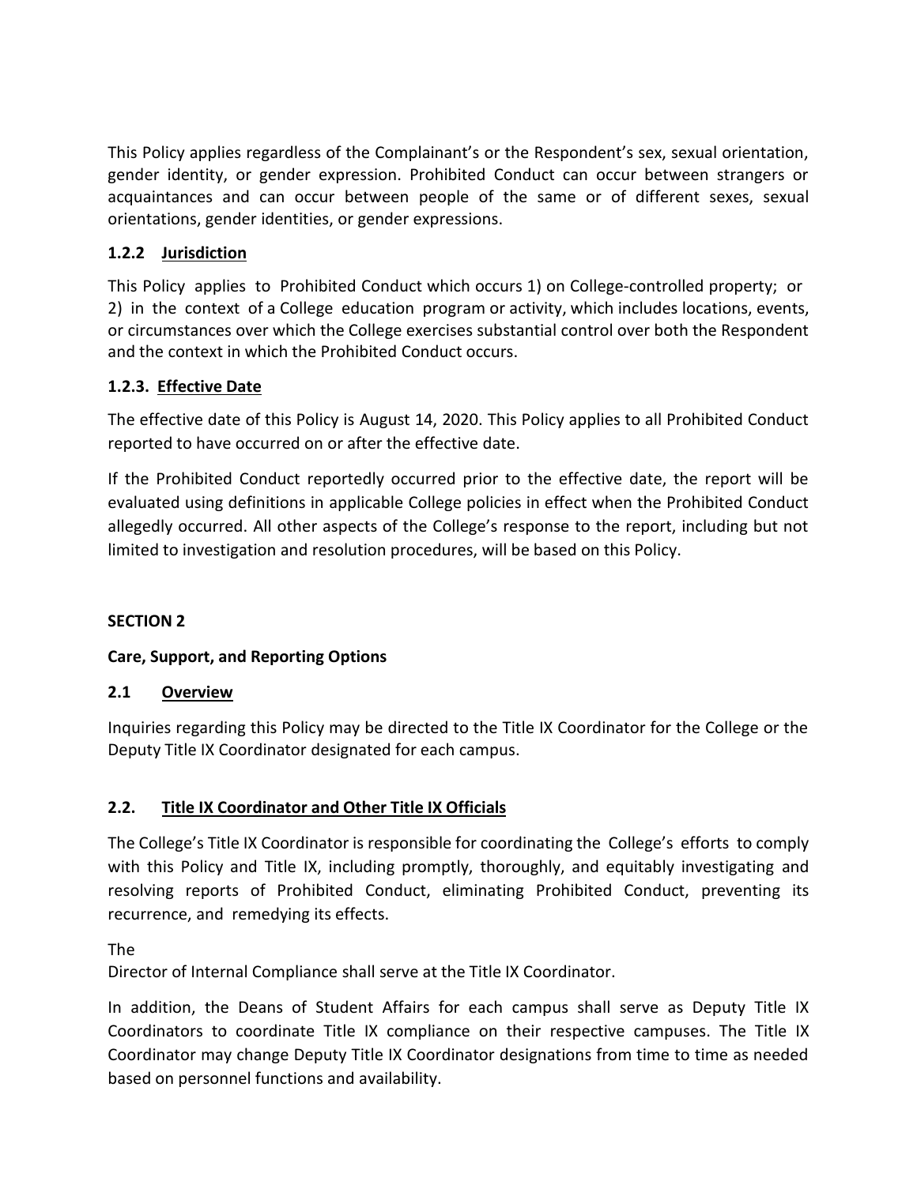This Policy applies regardless of the Complainant's or the Respondent's sex, sexual orientation, gender identity, or gender expression. Prohibited Conduct can occur between strangers or acquaintances and can occur between people of the same or of different sexes, sexual orientations, gender identities, or gender expressions.

### 1.2.2 Jurisdiction

This Policy applies to Prohibited Conduct which occurs 1) on College-controlled property; or 2) in the context of a College education program or activity, which includes locations, events, or circumstances over which the College exercises substantial control over both the Respondent and the context in which the Prohibited Conduct occurs.

### 1.2.3. Effective Date

The effective date of this Policy is August 14, 2020. This Policy applies to all Prohibited Conduct reported to have occurred on or after the effective date.

If the Prohibited Conduct reportedly occurred prior to the effective date, the report will be evaluated using definitions in applicable College policies in effect when the Prohibited Conduct allegedly occurred. All other aspects of the College's response to the report, including but not limited to investigation and resolution procedures, will be based on this Policy.

## SECTION 2

## Care, Support, and Reporting Options

### 2.1 Overview

Inquiries regarding this Policy may be directed to the Title IX Coordinator for the College or the Deputy Title IX Coordinator designated for each campus.

### 2.2. Title IX Coordinator and Other Title IX Officials

The College's Title IX Coordinator is responsible for coordinating the College's efforts to comply with this Policy and Title IX, including promptly, thoroughly, and equitably investigating and resolving reports of Prohibited Conduct, eliminating Prohibited Conduct, preventing its recurrence, and remedying its effects.

The
Director of Internal Compliance shall serve at the Title IX Coordinator.

In addition, the Deans of Student Affairs for each campus shall serve as Deputy Title IX Coordinators to coordinate Title IX compliance on their respective campuses. The Title IX Coordinator may change Deputy Title IX Coordinator designations from time to time as needed based on personnel functions and availability.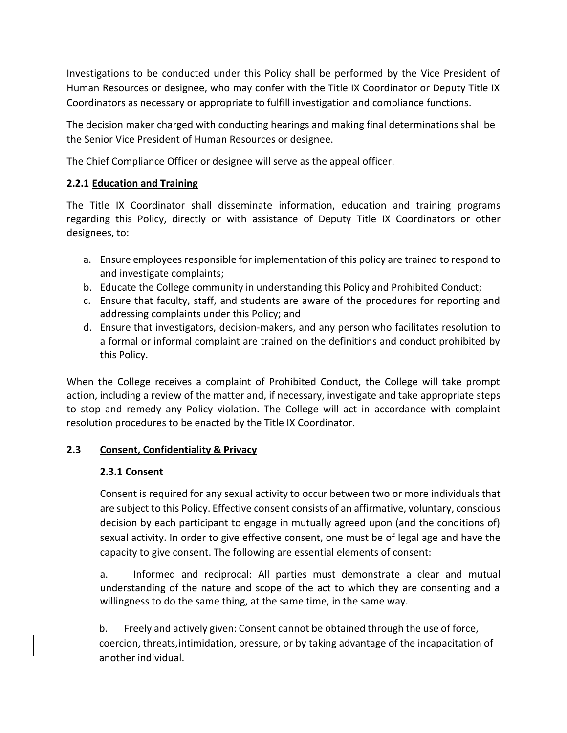Investigations to be conducted under this Policy shall be performed by the Vice President of Human Resources or designee, who may confer with the Title IX Coordinator or Deputy Title IX Coordinators as necessary or appropriate to fulfill investigation and compliance functions.

The decision maker charged with conducting hearings and making final determinations shall be the Senior Vice President of Human Resources or designee.

The Chief Compliance Officer or designee will serve as the appeal officer.

### 2.2.1 Education and Training

The Title IX Coordinator shall disseminate information, education and training programs regarding this Policy, directly or with assistance of Deputy Title IX Coordinators or other designees, to:

a. Ensure employees responsible for implementation of this policy are trained to respond to and investigate complaints;
b. Educate the College community in understanding this Policy and Prohibited Conduct;
c. Ensure that faculty, staff, and students are aware of the procedures for reporting and addressing complaints under this Policy; and
d. Ensure that investigators, decision-makers, and any person who facilitates resolution to a formal or informal complaint are trained on the definitions and conduct prohibited by this Policy.

When the College receives a complaint of Prohibited Conduct, the College will take prompt action, including a review of the matter and, if necessary, investigate and take appropriate steps to stop and remedy any Policy violation. The College will act in accordance with complaint resolution procedures to be enacted by the Title IX Coordinator.

## 2.3 Consent, Confidentiality & Privacy

### 2.3.1 Consent

Consent is required for any sexual activity to occur between two or more individuals that are subject to this Policy. Effective consent consists of an affirmative, voluntary, conscious decision by each participant to engage in mutually agreed upon (and the conditions of) sexual activity. In order to give effective consent, one must be of legal age and have the capacity to give consent. The following are essential elements of consent:

a. Informed and reciprocal: All parties must demonstrate a clear and mutual understanding of the nature and scope of the act to which they are consenting and a willingness to do the same thing, at the same time, in the same way.

b. Freely and actively given: Consent cannot be obtained through the use of force, coercion, threats,intimidation, pressure, or by taking advantage of the incapacitation of another individual.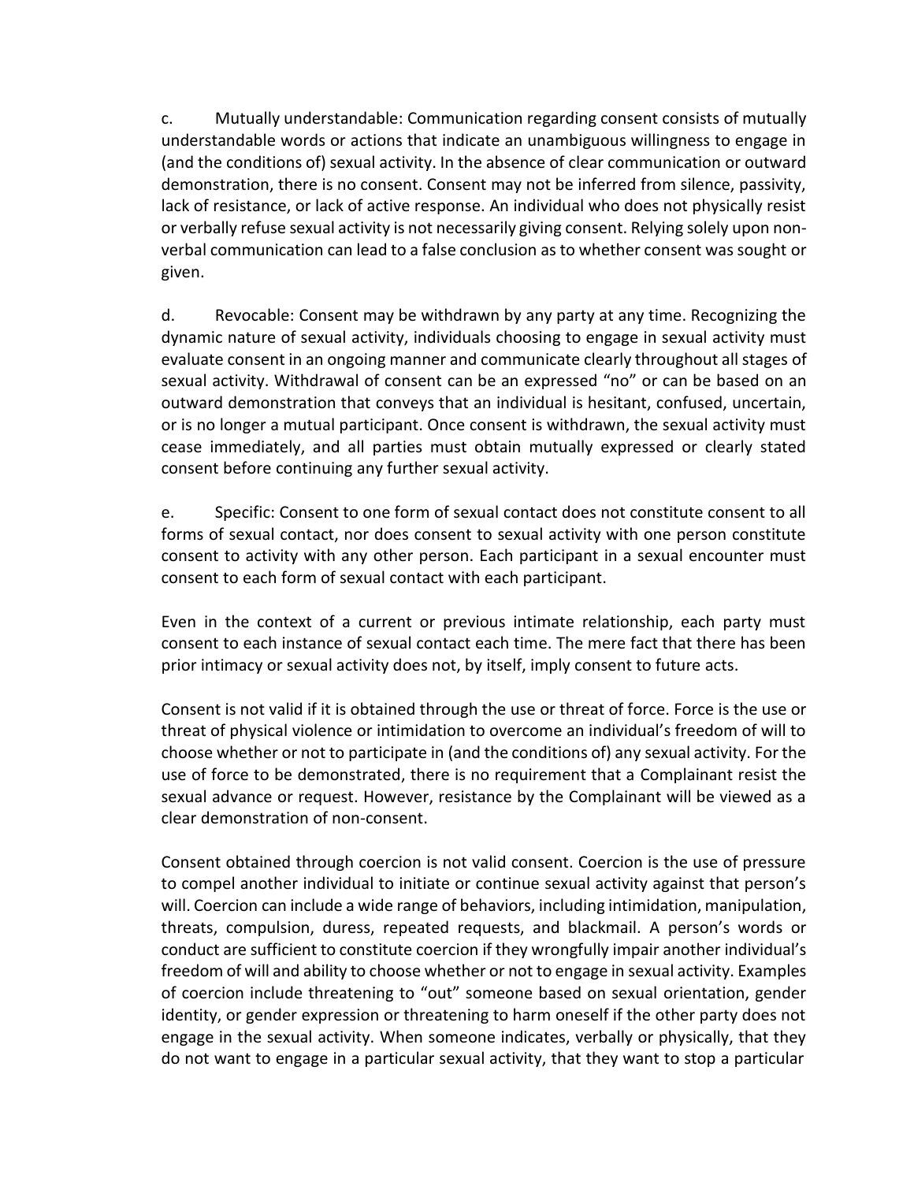c. Mutually understandable: Communication regarding consent consists of mutually understandable words or actions that indicate an unambiguous willingness to engage in (and the conditions of) sexual activity. In the absence of clear communication or outward demonstration, there is no consent. Consent may not be inferred from silence, passivity, lack of resistance, or lack of active response. An individual who does not physically resist or verbally refuse sexual activity is not necessarily giving consent. Relying solely upon non-verbal communication can lead to a false conclusion as to whether consent was sought or given.

d. Revocable: Consent may be withdrawn by any party at any time. Recognizing the dynamic nature of sexual activity, individuals choosing to engage in sexual activity must evaluate consent in an ongoing manner and communicate clearly throughout all stages of sexual activity. Withdrawal of consent can be an expressed "no" or can be based on an outward demonstration that conveys that an individual is hesitant, confused, uncertain, or is no longer a mutual participant. Once consent is withdrawn, the sexual activity must cease immediately, and all parties must obtain mutually expressed or clearly stated consent before continuing any further sexual activity.

e. Specific: Consent to one form of sexual contact does not constitute consent to all forms of sexual contact, nor does consent to sexual activity with one person constitute consent to activity with any other person. Each participant in a sexual encounter must consent to each form of sexual contact with each participant.

Even in the context of a current or previous intimate relationship, each party must consent to each instance of sexual contact each time. The mere fact that there has been prior intimacy or sexual activity does not, by itself, imply consent to future acts.

Consent is not valid if it is obtained through the use or threat of force. Force is the use or threat of physical violence or intimidation to overcome an individual's freedom of will to choose whether or not to participate in (and the conditions of) any sexual activity. For the use of force to be demonstrated, there is no requirement that a Complainant resist the sexual advance or request. However, resistance by the Complainant will be viewed as a clear demonstration of non-consent.

Consent obtained through coercion is not valid consent. Coercion is the use of pressure to compel another individual to initiate or continue sexual activity against that person's will. Coercion can include a wide range of behaviors, including intimidation, manipulation, threats, compulsion, duress, repeated requests, and blackmail. A person's words or conduct are sufficient to constitute coercion if they wrongfully impair another individual's freedom of will and ability to choose whether or not to engage in sexual activity. Examples of coercion include threatening to "out" someone based on sexual orientation, gender identity, or gender expression or threatening to harm oneself if the other party does not engage in the sexual activity. When someone indicates, verbally or physically, that they do not want to engage in a particular sexual activity, that they want to stop a particular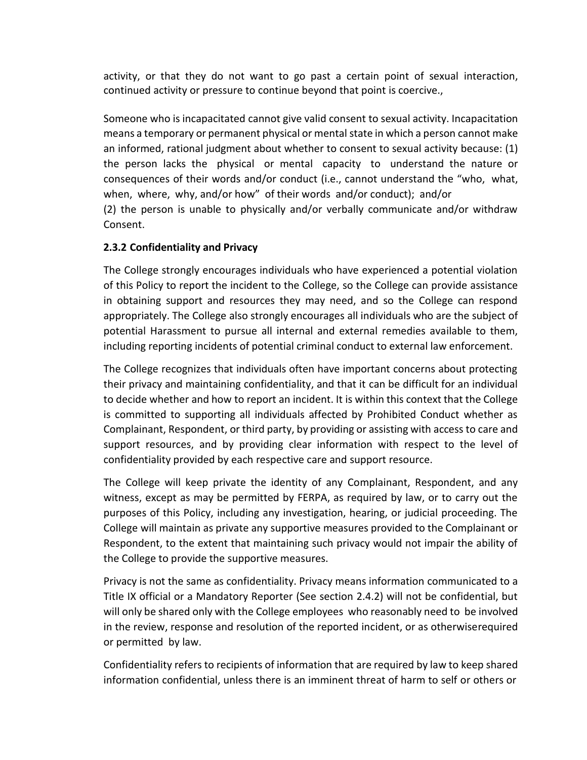activity, or that they do not want to go past a certain point of sexual interaction, continued activity or pressure to continue beyond that point is coercive.,

Someone who is incapacitated cannot give valid consent to sexual activity. Incapacitation means a temporary or permanent physical or mental state in which a person cannot make an informed, rational judgment about whether to consent to sexual activity because: (1) the person lacks the physical or mental capacity to understand the nature or consequences of their words and/or conduct (i.e., cannot understand the "who, what, when, where, why, and/or how" of their words and/or conduct); and/or

(2) the person is unable to physically and/or verbally communicate and/or withdraw Consent.

### 2.3.2 Confidentiality and Privacy

The College strongly encourages individuals who have experienced a potential violation of this Policy to report the incident to the College, so the College can provide assistance in obtaining support and resources they may need, and so the College can respond appropriately. The College also strongly encourages all individuals who are the subject of potential Harassment to pursue all internal and external remedies available to them, including reporting incidents of potential criminal conduct to external law enforcement.

The College recognizes that individuals often have important concerns about protecting their privacy and maintaining confidentiality, and that it can be difficult for an individual to decide whether and how to report an incident. It is within this context that the College is committed to supporting all individuals affected by Prohibited Conduct whether as Complainant, Respondent, or third party, by providing or assisting with access to care and support resources, and by providing clear information with respect to the level of confidentiality provided by each respective care and support resource.

The College will keep private the identity of any Complainant, Respondent, and any witness, except as may be permitted by FERPA, as required by law, or to carry out the purposes of this Policy, including any investigation, hearing, or judicial proceeding. The College will maintain as private any supportive measures provided to the Complainant or Respondent, to the extent that maintaining such privacy would not impair the ability of the College to provide the supportive measures.

Privacy is not the same as confidentiality. Privacy means information communicated to a Title IX official or a Mandatory Reporter (See section 2.4.2) will not be confidential, but will only be shared only with the College employees who reasonably need to be involved in the review, response and resolution of the reported incident, or as otherwiserequired or permitted by law.

Confidentiality refers to recipients of information that are required by law to keep shared information confidential, unless there is an imminent threat of harm to self or others or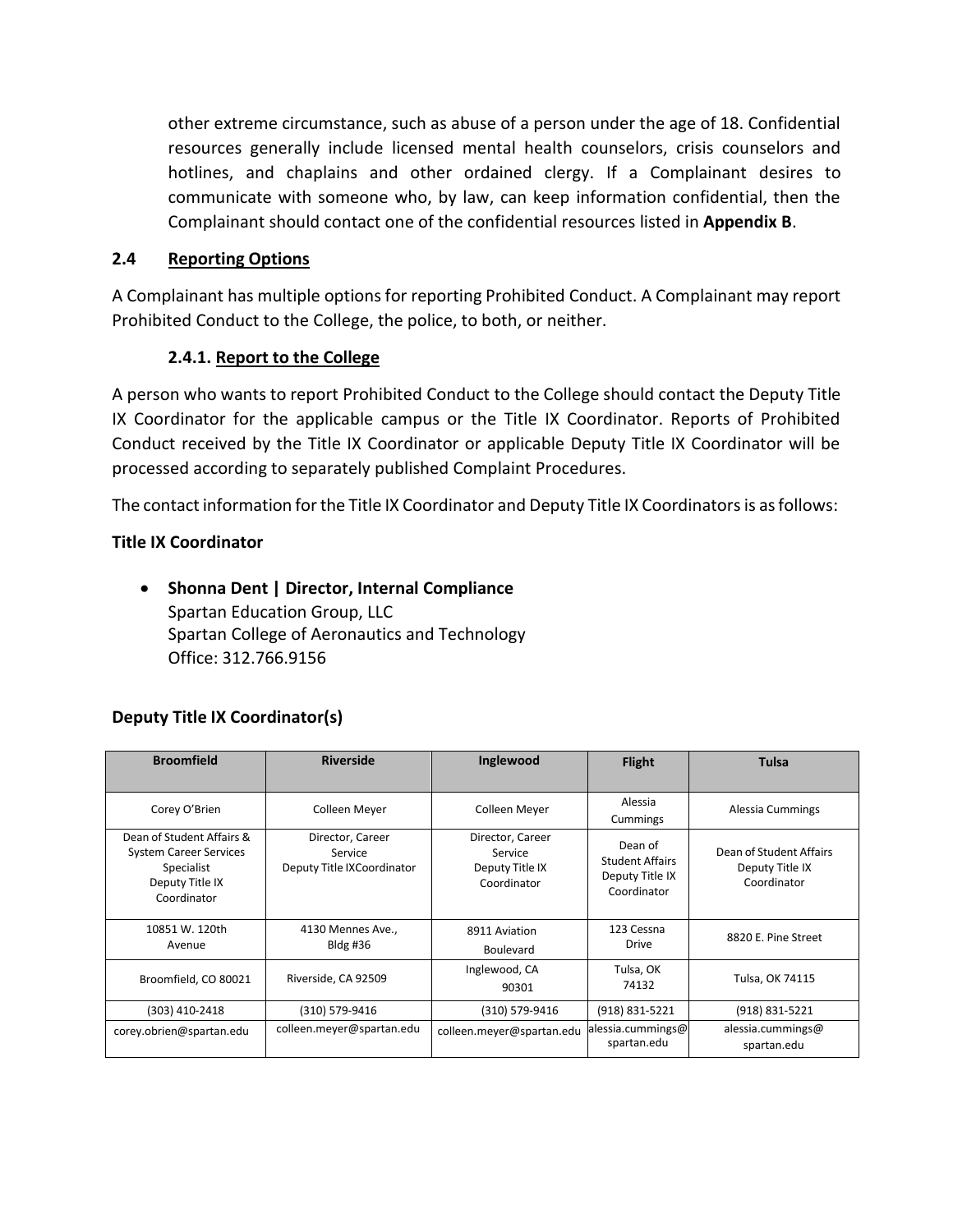other extreme circumstance, such as abuse of a person under the age of 18. Confidential resources generally include licensed mental health counselors, crisis counselors and hotlines, and chaplains and other ordained clergy. If a Complainant desires to communicate with someone who, by law, can keep information confidential, then the Complainant should contact one of the confidential resources listed in **Appendix B**.

## 2.4 Reporting Options

A Complainant has multiple options for reporting Prohibited Conduct. A Complainant may report Prohibited Conduct to the College, the police, to both, or neither.

### 2.4.1. Report to the College

A person who wants to report Prohibited Conduct to the College should contact the Deputy Title IX Coordinator for the applicable campus or the Title IX Coordinator. Reports of Prohibited Conduct received by the Title IX Coordinator or applicable Deputy Title IX Coordinator will be processed according to separately published Complaint Procedures.

The contact information for the Title IX Coordinator and Deputy Title IX Coordinators is as follows:

**Title IX Coordinator**

- **Shonna Dent | Director, Internal Compliance**
  Spartan Education Group, LLC
  Spartan College of Aeronautics and Technology
  Office: 312.766.9156

**Deputy Title IX Coordinator(s)**

| Broomfield | Riverside | Inglewood | Flight | Tulsa |
|---|---|---|---|---|
| Corey O'Brien | Colleen Meyer | Colleen Meyer | Alessia Cummings | Alessia Cummings |
| Dean of Student Affairs & System Career Services Specialist Deputy Title IX Coordinator | Director, Career Service Deputy Title IXCoordinator | Director, Career Service Deputy Title IX Coordinator | Dean of Student Affairs Deputy Title IX Coordinator | Dean of Student Affairs Deputy Title IX Coordinator |
| 10851 W. 120th Avenue | 4130 Mennes Ave., Bldg #36 | 8911 Aviation Boulevard | 123 Cessna Drive | 8820 E. Pine Street |
| Broomfield, CO 80021 | Riverside, CA 92509 | Inglewood, CA 90301 | Tulsa, OK 74132 | Tulsa, OK 74115 |
| (303) 410-2418 | (310) 579-9416 | (310) 579-9416 | (918) 831-5221 | (918) 831-5221 |
| corey.obrien@spartan.edu | colleen.meyer@spartan.edu | colleen.meyer@spartan.edu | alessia.cummings@spartan.edu | alessia.cummings@spartan.edu |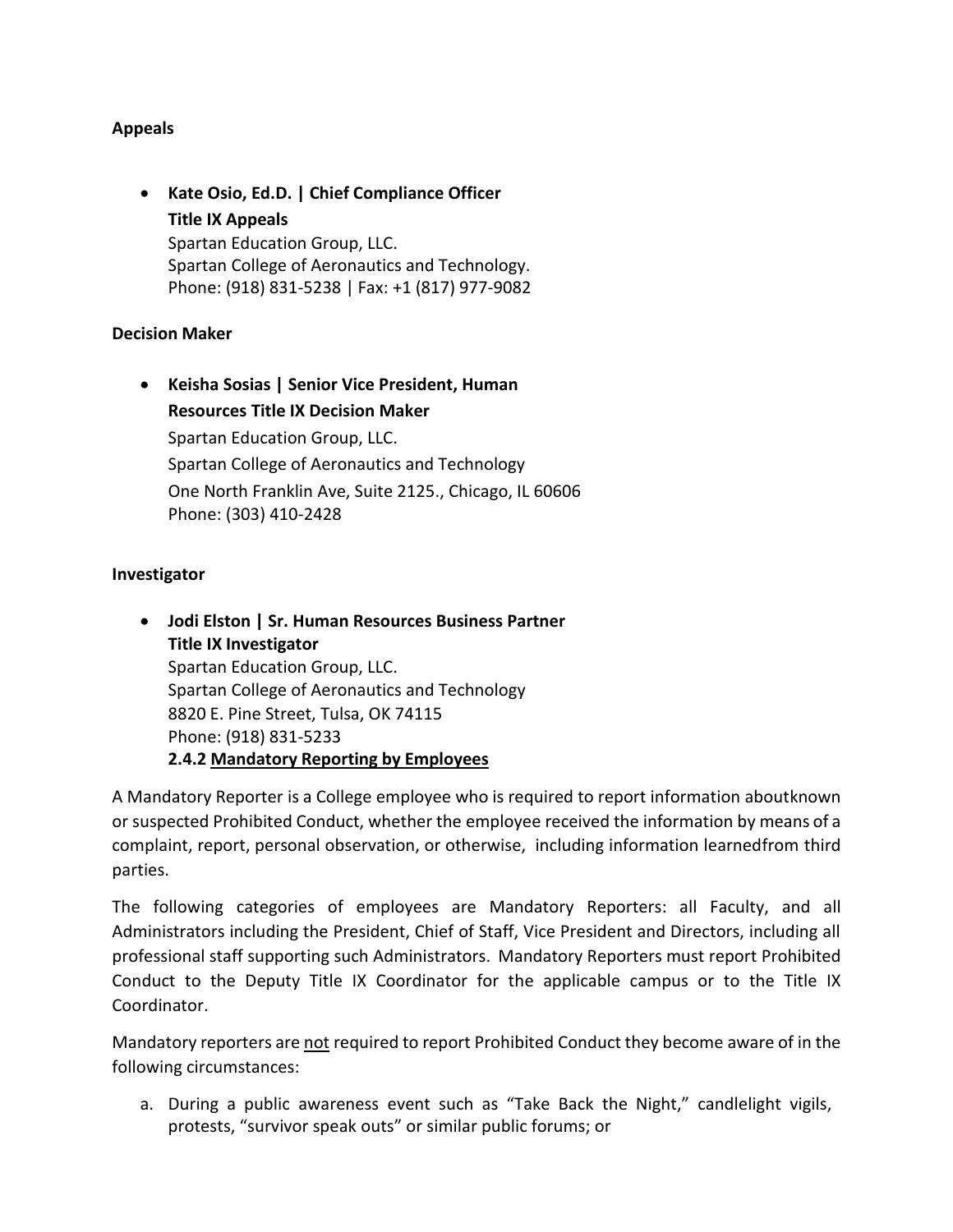**Appeals**

- **Kate Osio, Ed.D. | Chief Compliance Officer**
  **Title IX Appeals**
  Spartan Education Group, LLC.
  Spartan College of Aeronautics and Technology.
  Phone: (918) 831-5238 | Fax: +1 (817) 977-9082

**Decision Maker**

- **Keisha Sosias | Senior Vice President, Human Resources Title IX Decision Maker**
  Spartan Education Group, LLC.
  Spartan College of Aeronautics and Technology
  One North Franklin Ave, Suite 2125., Chicago, IL 60606
  Phone: (303) 410-2428

**Investigator**

- **Jodi Elston | Sr. Human Resources Business Partner**
  **Title IX Investigator**
  Spartan Education Group, LLC.
  Spartan College of Aeronautics and Technology
  8820 E. Pine Street, Tulsa, OK 74115
  Phone: (918) 831-5233

**2.4.2 <u>Mandatory Reporting by Employees</u>**

A Mandatory Reporter is a College employee who is required to report information aboutknown or suspected Prohibited Conduct, whether the employee received the information by means of a complaint, report, personal observation, or otherwise, including information learnedfrom third parties.

The following categories of employees are Mandatory Reporters: all Faculty, and all Administrators including the President, Chief of Staff, Vice President and Directors, including all professional staff supporting such Administrators. Mandatory Reporters must report Prohibited Conduct to the Deputy Title IX Coordinator for the applicable campus or to the Title IX Coordinator.

Mandatory reporters are <u>not</u> required to report Prohibited Conduct they become aware of in the following circumstances:

a. During a public awareness event such as "Take Back the Night," candlelight vigils, protests, "survivor speak outs" or similar public forums; or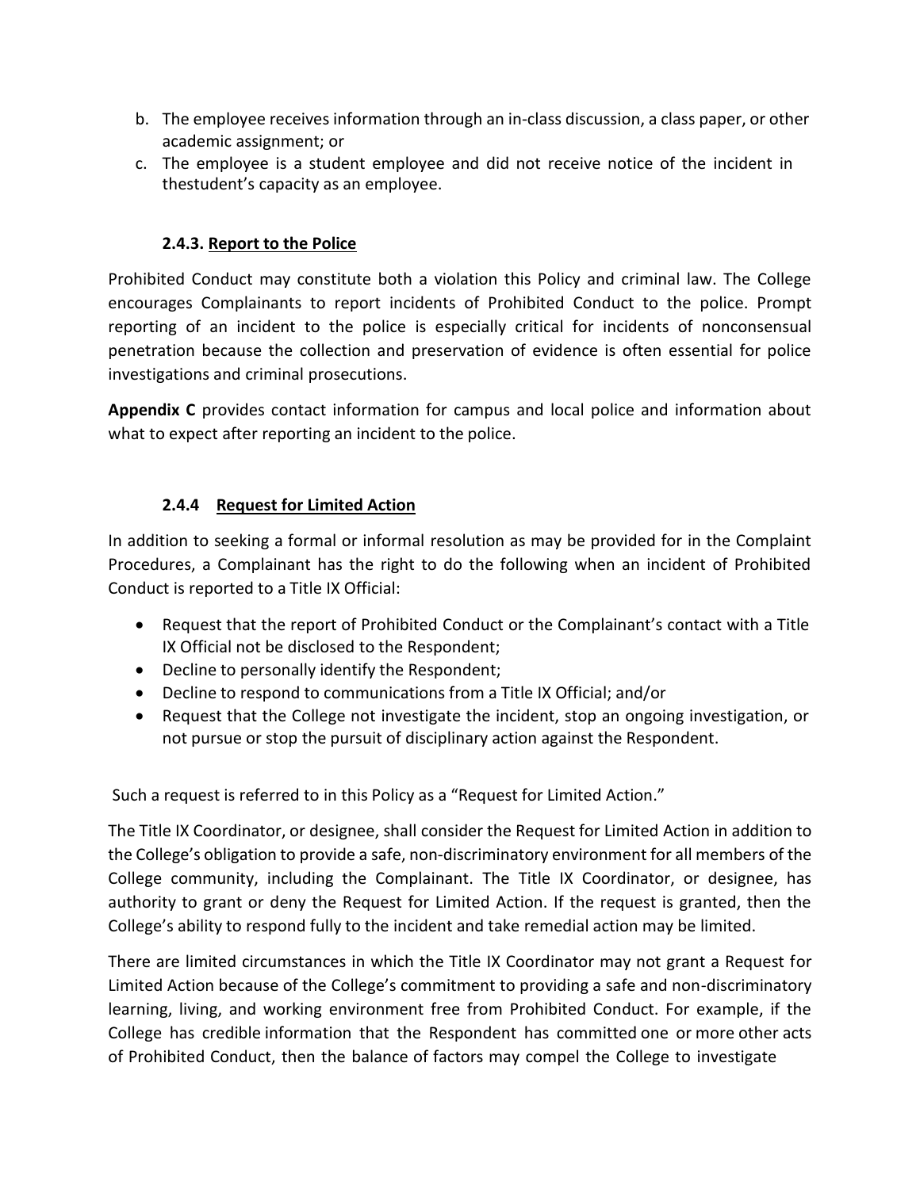b. The employee receives information through an in-class discussion, a class paper, or other academic assignment; or
c. The employee is a student employee and did not receive notice of the incident in thestudent's capacity as an employee.

#### 2.4.3. Report to the Police

Prohibited Conduct may constitute both a violation this Policy and criminal law. The College encourages Complainants to report incidents of Prohibited Conduct to the police. Prompt reporting of an incident to the police is especially critical for incidents of nonconsensual penetration because the collection and preservation of evidence is often essential for police investigations and criminal prosecutions.

**Appendix C** provides contact information for campus and local police and information about what to expect after reporting an incident to the police.

#### 2.4.4 Request for Limited Action

In addition to seeking a formal or informal resolution as may be provided for in the Complaint Procedures, a Complainant has the right to do the following when an incident of Prohibited Conduct is reported to a Title IX Official:

- Request that the report of Prohibited Conduct or the Complainant's contact with a Title IX Official not be disclosed to the Respondent;
- Decline to personally identify the Respondent;
- Decline to respond to communications from a Title IX Official; and/or
- Request that the College not investigate the incident, stop an ongoing investigation, or not pursue or stop the pursuit of disciplinary action against the Respondent.

Such a request is referred to in this Policy as a "Request for Limited Action."

The Title IX Coordinator, or designee, shall consider the Request for Limited Action in addition to the College's obligation to provide a safe, non-discriminatory environment for all members of the College community, including the Complainant. The Title IX Coordinator, or designee, has authority to grant or deny the Request for Limited Action. If the request is granted, then the College's ability to respond fully to the incident and take remedial action may be limited.

There are limited circumstances in which the Title IX Coordinator may not grant a Request for Limited Action because of the College's commitment to providing a safe and non-discriminatory learning, living, and working environment free from Prohibited Conduct. For example, if the College has credible information that the Respondent has committed one or more other acts of Prohibited Conduct, then the balance of factors may compel the College to investigate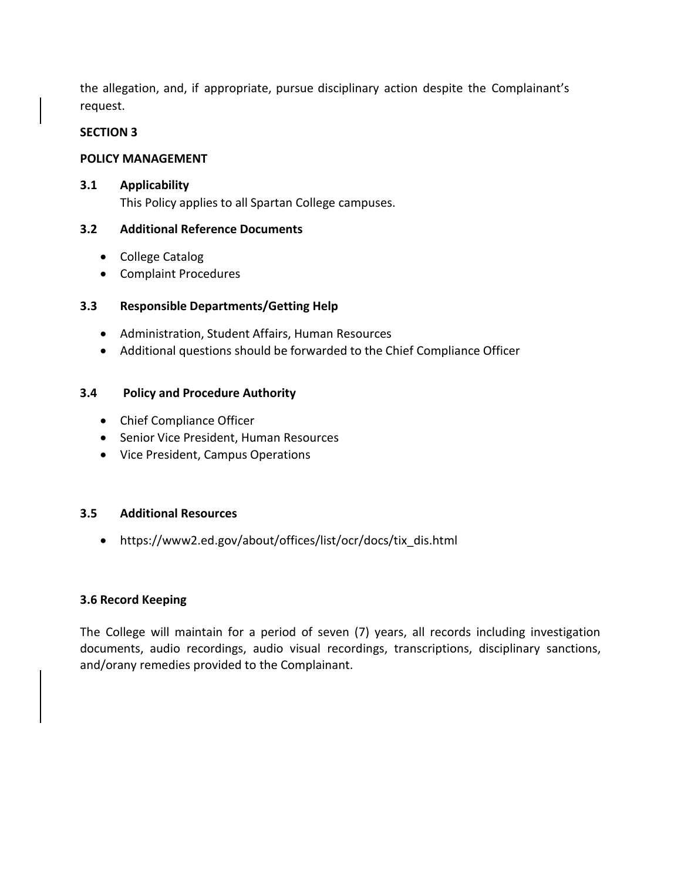the allegation, and, if appropriate, pursue disciplinary action despite the Complainant's request.

**SECTION 3**

**POLICY MANAGEMENT**

**3.1 Applicability**

This Policy applies to all Spartan College campuses.

**3.2 Additional Reference Documents**

- College Catalog
- Complaint Procedures

**3.3 Responsible Departments/Getting Help**

- Administration, Student Affairs, Human Resources
- Additional questions should be forwarded to the Chief Compliance Officer

**3.4 Policy and Procedure Authority**

- Chief Compliance Officer
- Senior Vice President, Human Resources
- Vice President, Campus Operations

**3.5 Additional Resources**

- https://www2.ed.gov/about/offices/list/ocr/docs/tix_dis.html

**3.6 Record Keeping**

The College will maintain for a period of seven (7) years, all records including investigation documents, audio recordings, audio visual recordings, transcriptions, disciplinary sanctions, and/orany remedies provided to the Complainant.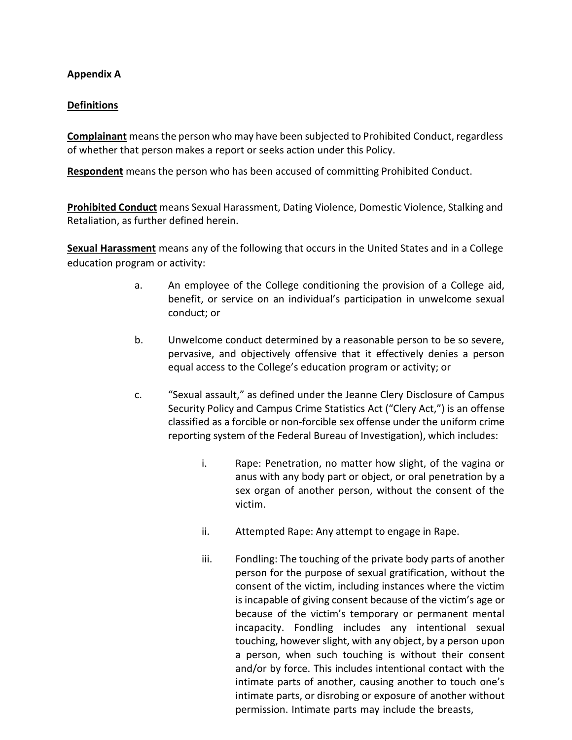**Appendix A**

**Definitions**

**Complainant** means the person who may have been subjected to Prohibited Conduct, regardless of whether that person makes a report or seeks action under this Policy.

**Respondent** means the person who has been accused of committing Prohibited Conduct.

**Prohibited Conduct** means Sexual Harassment, Dating Violence, Domestic Violence, Stalking and Retaliation, as further defined herein.

**Sexual Harassment** means any of the following that occurs in the United States and in a College education program or activity:

a. An employee of the College conditioning the provision of a College aid, benefit, or service on an individual's participation in unwelcome sexual conduct; or

b. Unwelcome conduct determined by a reasonable person to be so severe, pervasive, and objectively offensive that it effectively denies a person equal access to the College's education program or activity; or

c. "Sexual assault," as defined under the Jeanne Clery Disclosure of Campus Security Policy and Campus Crime Statistics Act ("Clery Act,") is an offense classified as a forcible or non-forcible sex offense under the uniform crime reporting system of the Federal Bureau of Investigation), which includes:

   i. Rape: Penetration, no matter how slight, of the vagina or anus with any body part or object, or oral penetration by a sex organ of another person, without the consent of the victim.

   ii. Attempted Rape: Any attempt to engage in Rape.

   iii. Fondling: The touching of the private body parts of another person for the purpose of sexual gratification, without the consent of the victim, including instances where the victim is incapable of giving consent because of the victim's age or because of the victim's temporary or permanent mental incapacity. Fondling includes any intentional sexual touching, however slight, with any object, by a person upon a person, when such touching is without their consent and/or by force. This includes intentional contact with the intimate parts of another, causing another to touch one's intimate parts, or disrobing or exposure of another without permission. Intimate parts may include the breasts,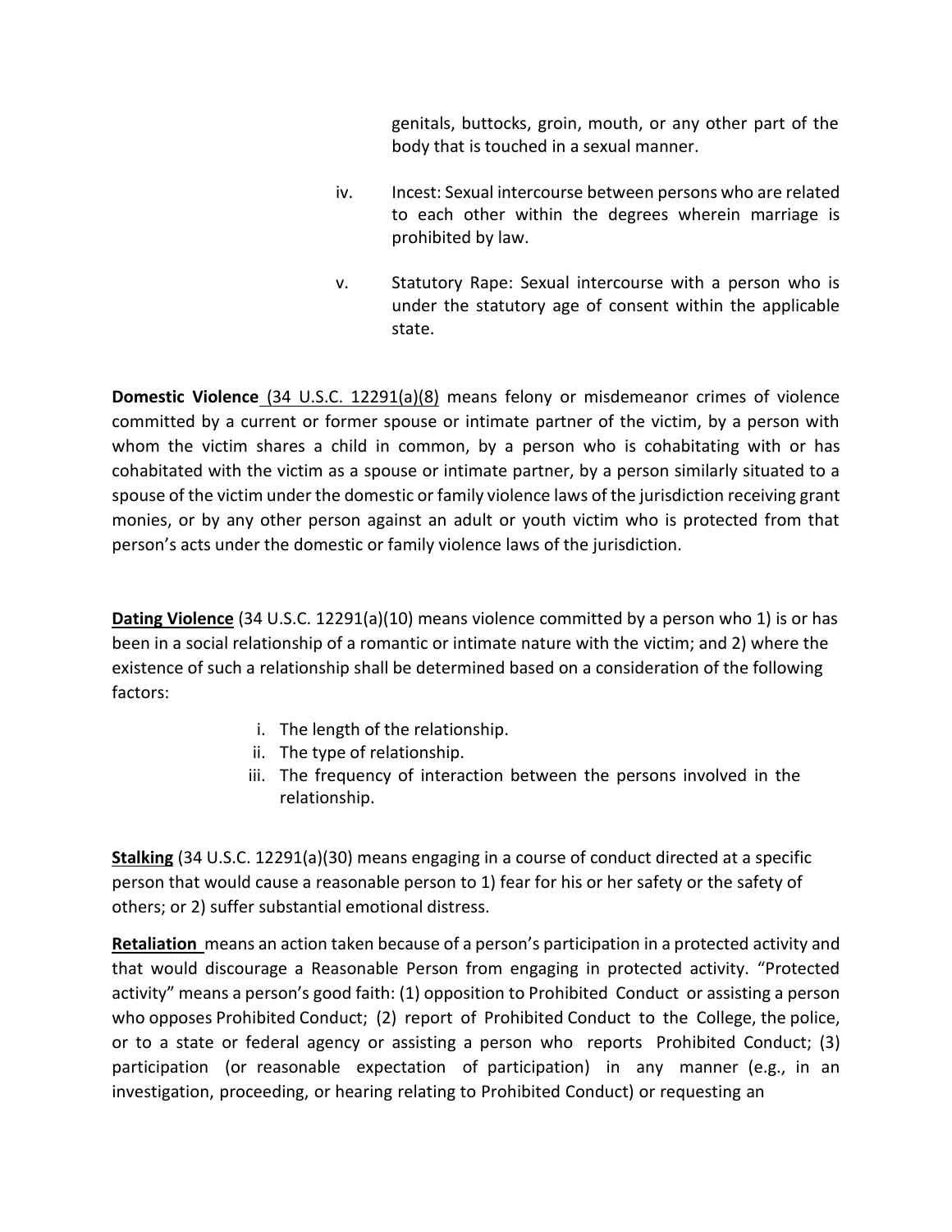genitals, buttocks, groin, mouth, or any other part of the body that is touched in a sexual manner.

iv. Incest: Sexual intercourse between persons who are related to each other within the degrees wherein marriage is prohibited by law.

v. Statutory Rape: Sexual intercourse with a person who is under the statutory age of consent within the applicable state.

**Domestic Violence** (34 U.S.C. 12291(a)(8) means felony or misdemeanor crimes of violence committed by a current or former spouse or intimate partner of the victim, by a person with whom the victim shares a child in common, by a person who is cohabitating with or has cohabitated with the victim as a spouse or intimate partner, by a person similarly situated to a spouse of the victim under the domestic or family violence laws of the jurisdiction receiving grant monies, or by any other person against an adult or youth victim who is protected from that person's acts under the domestic or family violence laws of the jurisdiction.

**Dating Violence** (34 U.S.C. 12291(a)(10) means violence committed by a person who 1) is or has been in a social relationship of a romantic or intimate nature with the victim; and 2) where the existence of such a relationship shall be determined based on a consideration of the following factors:

i. The length of the relationship.
ii. The type of relationship.
iii. The frequency of interaction between the persons involved in the relationship.

**Stalking** (34 U.S.C. 12291(a)(30) means engaging in a course of conduct directed at a specific person that would cause a reasonable person to 1) fear for his or her safety or the safety of others; or 2) suffer substantial emotional distress.

**Retaliation** means an action taken because of a person's participation in a protected activity and that would discourage a Reasonable Person from engaging in protected activity. "Protected activity" means a person's good faith: (1) opposition to Prohibited Conduct or assisting a person who opposes Prohibited Conduct; (2) report of Prohibited Conduct to the College, the police, or to a state or federal agency or assisting a person who reports Prohibited Conduct; (3) participation (or reasonable expectation of participation) in any manner (e.g., in an investigation, proceeding, or hearing relating to Prohibited Conduct) or requesting an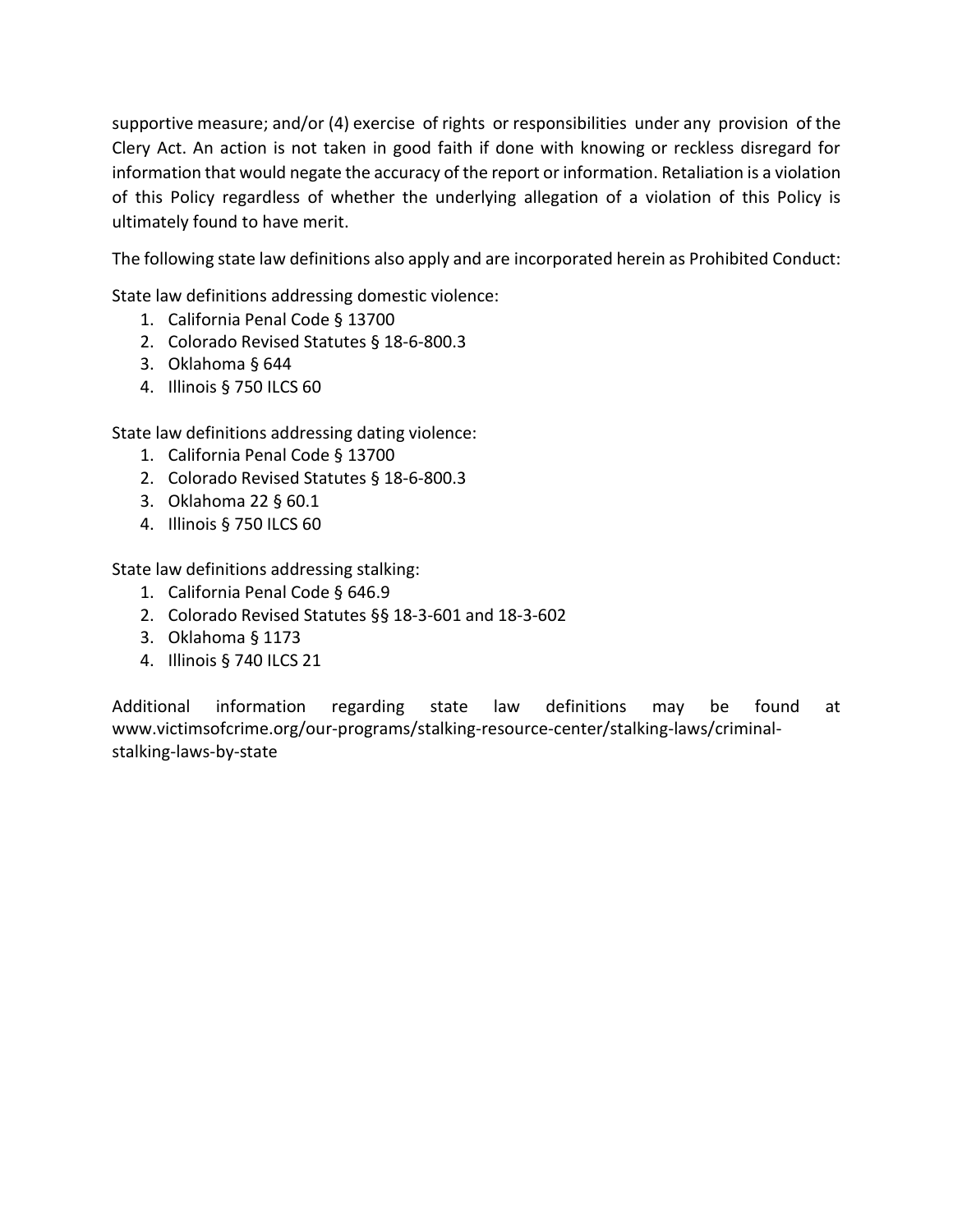supportive measure; and/or (4) exercise of rights or responsibilities under any provision of the Clery Act. An action is not taken in good faith if done with knowing or reckless disregard for information that would negate the accuracy of the report or information. Retaliation is a violation of this Policy regardless of whether the underlying allegation of a violation of this Policy is ultimately found to have merit.

The following state law definitions also apply and are incorporated herein as Prohibited Conduct:

State law definitions addressing domestic violence:

1. California Penal Code § 13700
2. Colorado Revised Statutes § 18-6-800.3
3. Oklahoma § 644
4. Illinois § 750 ILCS 60

State law definitions addressing dating violence:

1. California Penal Code § 13700
2. Colorado Revised Statutes § 18-6-800.3
3. Oklahoma 22 § 60.1
4. Illinois § 750 ILCS 60

State law definitions addressing stalking:

1. California Penal Code § 646.9
2. Colorado Revised Statutes §§ 18-3-601 and 18-3-602
3. Oklahoma § 1173
4. Illinois § 740 ILCS 21

Additional information regarding state law definitions may be found at www.victimsofcrime.org/our-programs/stalking-resource-center/stalking-laws/criminal-stalking-laws-by-state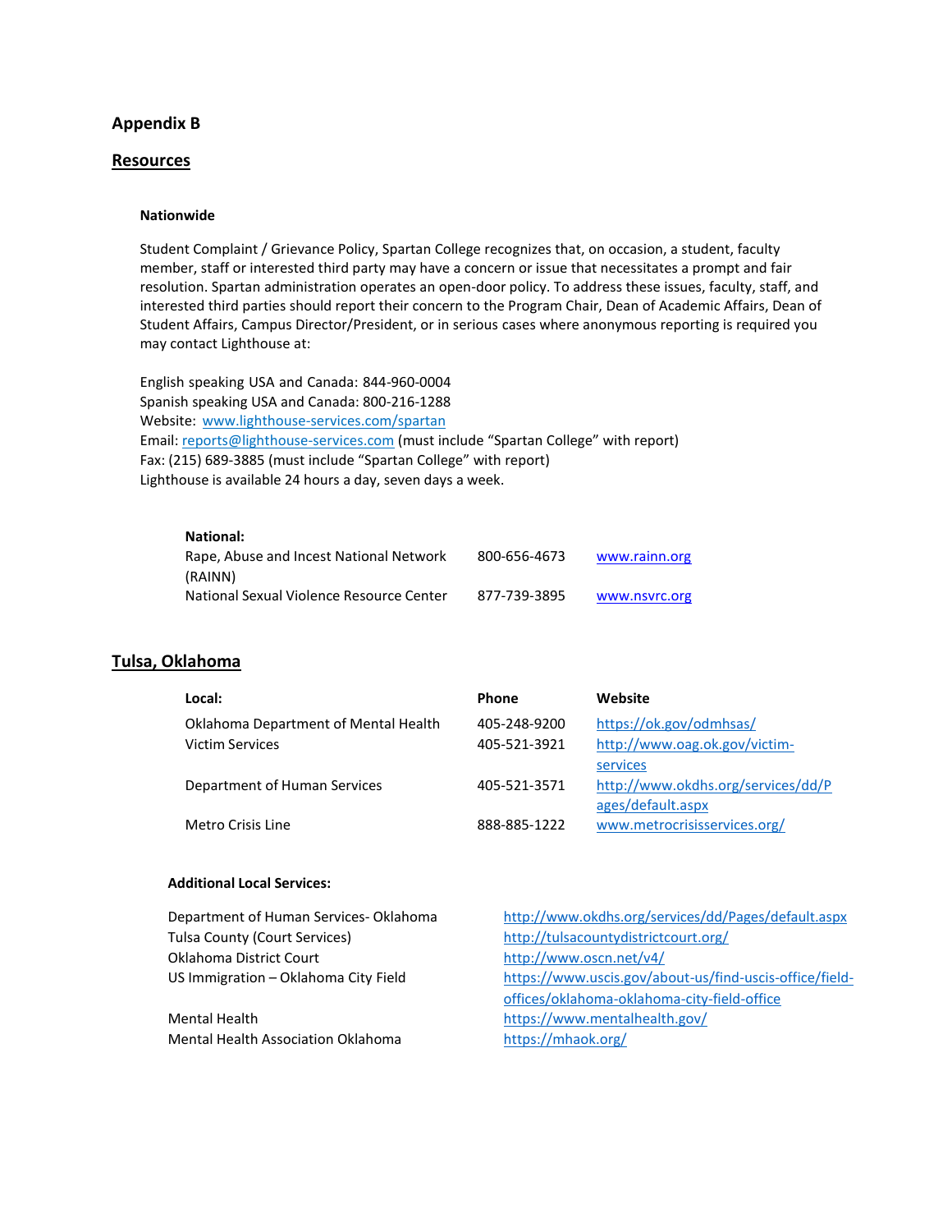## Appendix B

## Resources

### Nationwide

Student Complaint / Grievance Policy, Spartan College recognizes that, on occasion, a student, faculty member, staff or interested third party may have a concern or issue that necessitates a prompt and fair resolution. Spartan administration operates an open-door policy. To address these issues, faculty, staff, and interested third parties should report their concern to the Program Chair, Dean of Academic Affairs, Dean of Student Affairs, Campus Director/President, or in serious cases where anonymous reporting is required you may contact Lighthouse at:

English speaking USA and Canada: 844-960-0004
Spanish speaking USA and Canada: 800-216-1288
Website: www.lighthouse-services.com/spartan
Email: reports@lighthouse-services.com (must include "Spartan College" with report)
Fax: (215) 689-3885 (must include "Spartan College" with report)
Lighthouse is available 24 hours a day, seven days a week.

| National: | | |
|---|---|---|
| Rape, Abuse and Incest National Network (RAINN) | 800-656-4673 | www.rainn.org |
| National Sexual Violence Resource Center | 877-739-3895 | www.nsvrc.org |

## Tulsa, Oklahoma

| Local: | Phone | Website |
|---|---|---|
| Oklahoma Department of Mental Health | 405-248-9200 | https://ok.gov/odmhsas/ |
| Victim Services | 405-521-3921 | http://www.oag.ok.gov/victim-services |
| Department of Human Services | 405-521-3571 | http://www.okdhs.org/services/dd/Pages/default.aspx |
| Metro Crisis Line | 888-885-1222 | www.metrocrisisservices.org/ |

### Additional Local Services:

| | |
|---|---|
| Department of Human Services- Oklahoma | http://www.okdhs.org/services/dd/Pages/default.aspx |
| Tulsa County (Court Services) | http://tulsacountydistrictcourt.org/ |
| Oklahoma District Court | http://www.oscn.net/v4/ |
| US Immigration – Oklahoma City Field | https://www.uscis.gov/about-us/find-uscis-office/field-offices/oklahoma-oklahoma-city-field-office |
| Mental Health | https://www.mentalhealth.gov/ |
| Mental Health Association Oklahoma | https://mhaok.org/ |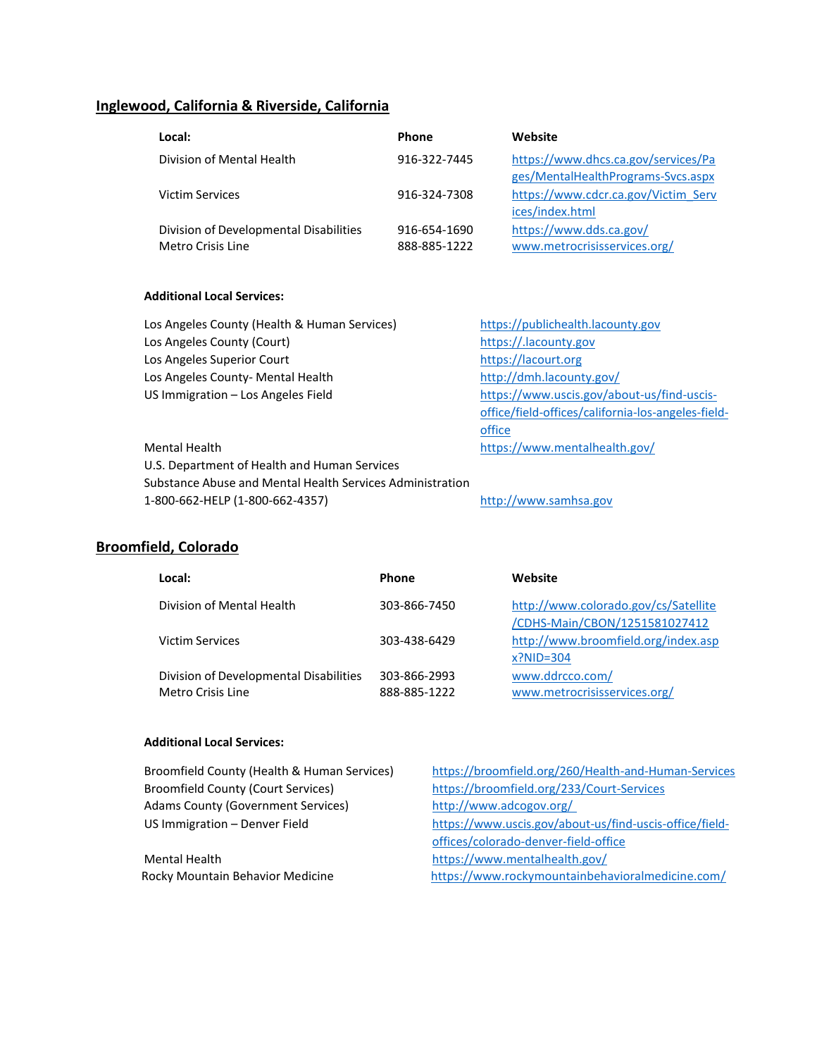## Inglewood, California & Riverside, California

| Local: | Phone | Website |
|---|---|---|
| Division of Mental Health | 916-322-7445 | https://www.dhcs.ca.gov/services/Pages/MentalHealthPrograms-Svcs.aspx |
| Victim Services | 916-324-7308 | https://www.cdcr.ca.gov/Victim_Services/index.html |
| Division of Developmental Disabilities | 916-654-1690 | https://www.dds.ca.gov/ |
| Metro Crisis Line | 888-885-1222 | www.metrocrisisservices.org/ |

**Additional Local Services:**

| | |
|---|---|
| Los Angeles County (Health & Human Services) | https://publichealth.lacounty.gov |
| Los Angeles County (Court) | https://.lacounty.gov |
| Los Angeles Superior Court | https://lacourt.org |
| Los Angeles County- Mental Health | http://dmh.lacounty.gov/ |
| US Immigration – Los Angeles Field | https://www.uscis.gov/about-us/find-uscis-office/field-offices/california-los-angeles-field-office |
| Mental Health | https://www.mentalhealth.gov/ |
| U.S. Department of Health and Human Services | |
| Substance Abuse and Mental Health Services Administration | |
| 1-800-662-HELP (1-800-662-4357) | http://www.samhsa.gov |

## Broomfield, Colorado

| Local: | Phone | Website |
|---|---|---|
| Division of Mental Health | 303-866-7450 | http://www.colorado.gov/cs/Satellite/CDHS-Main/CBON/1251581027412 |
| Victim Services | 303-438-6429 | http://www.broomfield.org/index.aspx?NID=304 |
| Division of Developmental Disabilities | 303-866-2993 | www.ddrcco.com/ |
| Metro Crisis Line | 888-885-1222 | www.metrocrisisservices.org/ |

**Additional Local Services:**

| | |
|---|---|
| Broomfield County (Health & Human Services) | https://broomfield.org/260/Health-and-Human-Services |
| Broomfield County (Court Services) | https://broomfield.org/233/Court-Services |
| Adams County (Government Services) | http://www.adcogov.org/ |
| US Immigration – Denver Field | https://www.uscis.gov/about-us/find-uscis-office/field-offices/colorado-denver-field-office |
| Mental Health | https://www.mentalhealth.gov/ |
| Rocky Mountain Behavior Medicine | https://www.rockymountainbehavioralmedicine.com/ |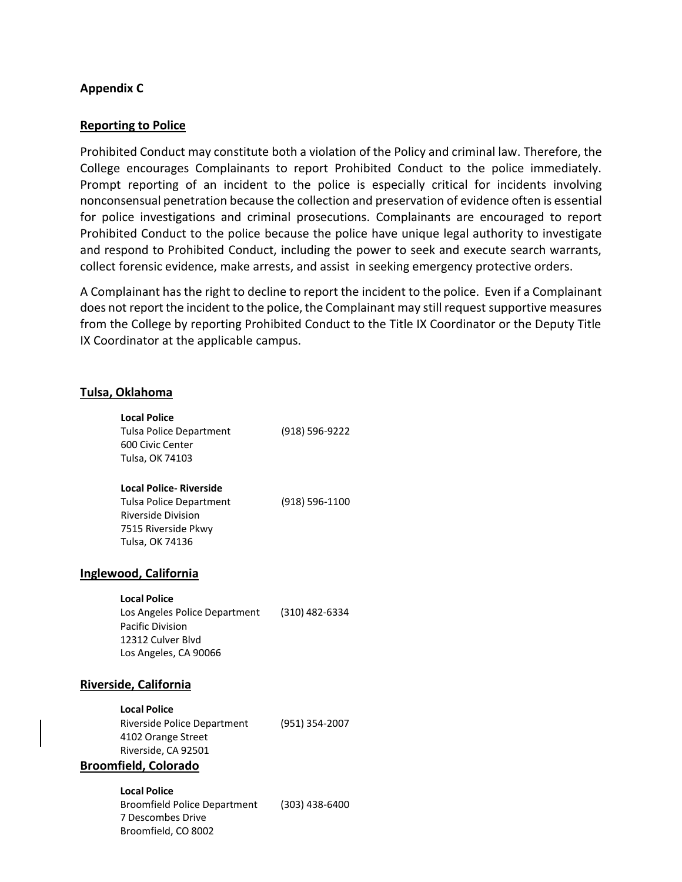**Appendix C**

**Reporting to Police**

Prohibited Conduct may constitute both a violation of the Policy and criminal law. Therefore, the College encourages Complainants to report Prohibited Conduct to the police immediately. Prompt reporting of an incident to the police is especially critical for incidents involving nonconsensual penetration because the collection and preservation of evidence often is essential for police investigations and criminal prosecutions. Complainants are encouraged to report Prohibited Conduct to the police because the police have unique legal authority to investigate and respond to Prohibited Conduct, including the power to seek and execute search warrants, collect forensic evidence, make arrests, and assist in seeking emergency protective orders.

A Complainant has the right to decline to report the incident to the police. Even if a Complainant does not report the incident to the police, the Complainant may still request supportive measures from the College by reporting Prohibited Conduct to the Title IX Coordinator or the Deputy Title IX Coordinator at the applicable campus.

**Tulsa, Oklahoma**

**Local Police**
Tulsa Police Department (918) 596-9222
600 Civic Center
Tulsa, OK 74103

**Local Police- Riverside**
Tulsa Police Department (918) 596-1100
Riverside Division
7515 Riverside Pkwy
Tulsa, OK 74136

**Inglewood, California**

**Local Police**
Los Angeles Police Department (310) 482-6334
Pacific Division
12312 Culver Blvd
Los Angeles, CA 90066

**Riverside, California**

**Local Police**
Riverside Police Department (951) 354-2007
4102 Orange Street
Riverside, CA 92501

**Broomfield, Colorado**

**Local Police**
Broomfield Police Department (303) 438-6400
7 Descombes Drive
Broomfield, CO 8002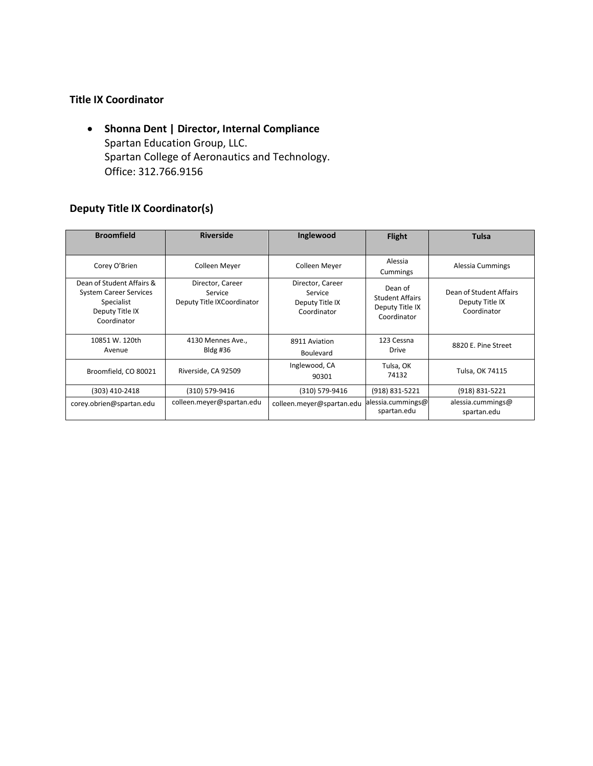### Title IX Coordinator

- **Shonna Dent | Director, Internal Compliance**
  Spartan Education Group, LLC.
  Spartan College of Aeronautics and Technology.
  Office: 312.766.9156

### Deputy Title IX Coordinator(s)

| Broomfield | Riverside | Inglewood | Flight | Tulsa |
|---|---|---|---|---|
| Corey O'Brien | Colleen Meyer | Colleen Meyer | Alessia Cummings | Alessia Cummings |
| Dean of Student Affairs & System Career Services Specialist Deputy Title IX Coordinator | Director, Career Service Deputy Title IXCoordinator | Director, Career Service Deputy Title IX Coordinator | Dean of Student Affairs Deputy Title IX Coordinator | Dean of Student Affairs Deputy Title IX Coordinator |
| 10851 W. 120th Avenue | 4130 Mennes Ave., Bldg #36 | 8911 Aviation Boulevard | 123 Cessna Drive | 8820 E. Pine Street |
| Broomfield, CO 80021 | Riverside, CA 92509 | Inglewood, CA 90301 | Tulsa, OK 74132 | Tulsa, OK 74115 |
| (303) 410-2418 | (310) 579-9416 | (310) 579-9416 | (918) 831-5221 | (918) 831-5221 |
| corey.obrien@spartan.edu | colleen.meyer@spartan.edu | colleen.meyer@spartan.edu | alessia.cummings@spartan.edu | alessia.cummings@spartan.edu |